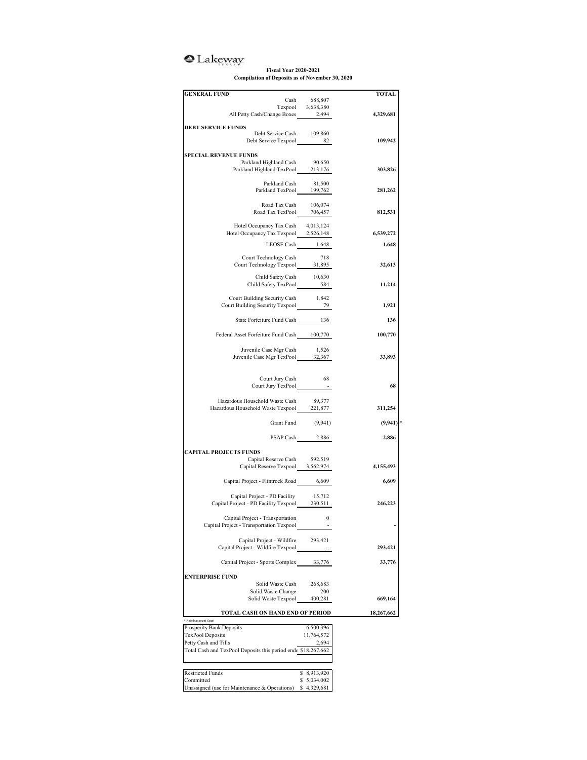Lakeway

**Fiscal Year 2020-2021**
**Compilation of Deposits as of November 30, 2020**

| GENERAL FUND | | TOTAL |
|---|---|---|
| Cash | 688,807 | |
| Texpool | 3,638,380 | |
| All Petty Cash/Change Boxes | 2,494 | **4,329,681** |
| **DEBT SERVICE FUNDS** | | |
| Debt Service Cash | 109,860 | |
| Debt Service Texpool | 82 | **109,942** |
| **SPECIAL REVENUE FUNDS** | | |
| Parkland Highland Cash | 90,650 | |
| Parkland Highland TexPool | 213,176 | **303,826** |
| Parkland Cash | 81,500 | |
| Parkland TexPool | 199,762 | **281,262** |
| Road Tax Cash | 106,074 | |
| Road Tax TexPool | 706,457 | **812,531** |
| Hotel Occupancy Tax Cash | 4,013,124 | |
| Hotel Occupancy Tax Texpool | 2,526,148 | **6,539,272** |
| LEOSE Cash | 1,648 | **1,648** |
| Court Technology Cash | 718 | |
| Court Technology Texpool | 31,895 | **32,613** |
| Child Safety Cash | 10,630 | |
| Child Safety TexPool | 584 | **11,214** |
| Court Building Security Cash | 1,842 | |
| Court Building Security Texpool | 79 | **1,921** |
| State Forfeiture Fund Cash | 136 | **136** |
| Federal Asset Forfeiture Fund Cash | 100,770 | **100,770** |
| Juvenile Case Mgr Cash | 1,526 | |
| Juvenile Case Mgr TexPool | 32,367 | **33,893** |
| Court Jury Cash | 68 | |
| Court Jury TexPool | - | **68** |
| Hazardous Household Waste Cash | 89,377 | |
| Hazardous Household Waste Texpool | 221,877 | **311,254** |
| Grant Fund | (9,941) | **(9,941)** * |
| PSAP Cash | 2,886 | **2,886** |
| **CAPITAL PROJECTS FUNDS** | | |
| Capital Reserve Cash | 592,519 | |
| Capital Reserve Texpool | 3,562,974 | **4,155,493** |
| Capital Project - Flintrock Road | 6,609 | **6,609** |
| Capital Project - PD Facility | 15,712 | |
| Capital Project - PD Facility Texpool | 230,511 | **246,223** |
| Capital Project - Transportation | 0 | |
| Capital Project - Transportation Texpool | - | **-** |
| Capital Project - Wildfire | 293,421 | |
| Capital Project - Wildfire Texpool | - | **293,421** |
| Capital Project - Sports Complex | 33,776 | **33,776** |
| **ENTERPRISE FUND** | | |
| Solid Waste Cash | 268,683 | |
| Solid Waste Change | 200 | |
| Solid Waste Texpool | 400,281 | **669,164** |
| **TOTAL CASH ON HAND END OF PERIOD** | | **18,267,662** |

\* Reimbursement Grant

| | |
|---|---|
| Prosperity Bank Deposits | 6,500,396 |
| TexPool Deposits | 11,764,572 |
| Petty Cash and Tills | 2,694 |
| Total Cash and TexPool Deposits this period endc | $18,267,662 |

| | |
|---|---|
| Restricted Funds | $ 8,913,920 |
| Committed | $ 5,034,002 |
| Unassigned (use for Maintenance & Operations) | $ 4,329,681 |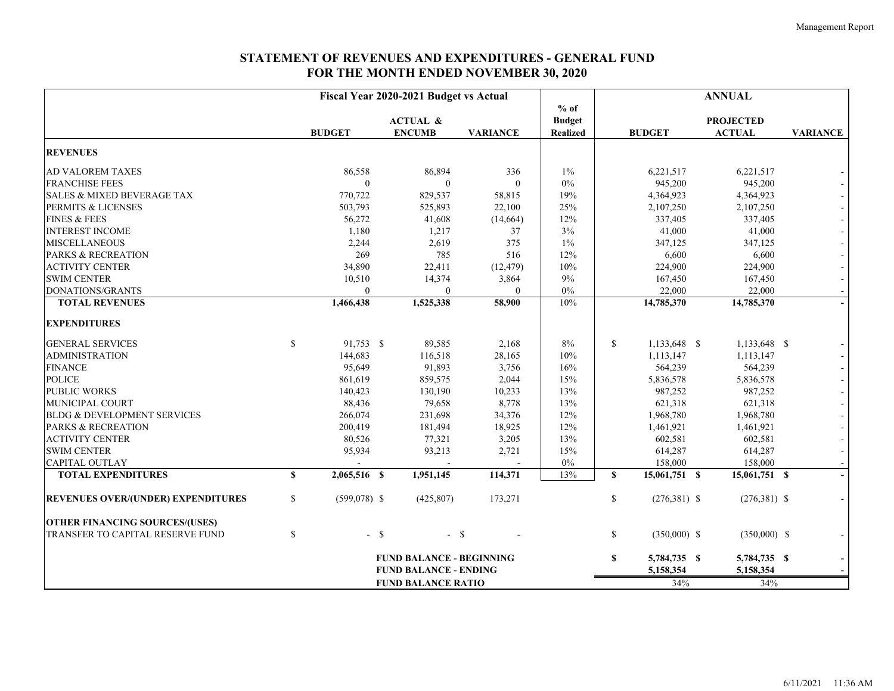## STATEMENT OF REVENUES AND EXPENDITURES - GENERAL FUND
## FOR THE MONTH ENDED NOVEMBER 30, 2020

| | Fiscal Year 2020-2021 Budget vs Actual | | | % of Budget Realized | ANNUAL | | |
|---|---|---|---|---|---|---|---|
| | **BUDGET** | **ACTUAL & ENCUMB** | **VARIANCE** | | **BUDGET** | **PROJECTED ACTUAL** | **VARIANCE** |
| **REVENUES** | | | | | | | |
| AD VALOREM TAXES | 86,558 | 86,894 | 336 | 1% | 6,221,517 | 6,221,517 | - |
| FRANCHISE FEES | 0 | 0 | 0 | 0% | 945,200 | 945,200 | - |
| SALES & MIXED BEVERAGE TAX | 770,722 | 829,537 | 58,815 | 19% | 4,364,923 | 4,364,923 | - |
| PERMITS & LICENSES | 503,793 | 525,893 | 22,100 | 25% | 2,107,250 | 2,107,250 | - |
| FINES & FEES | 56,272 | 41,608 | (14,664) | 12% | 337,405 | 337,405 | - |
| INTEREST INCOME | 1,180 | 1,217 | 37 | 3% | 41,000 | 41,000 | - |
| MISCELLANEOUS | 2,244 | 2,619 | 375 | 1% | 347,125 | 347,125 | - |
| PARKS & RECREATION | 269 | 785 | 516 | 12% | 6,600 | 6,600 | - |
| ACTIVITY CENTER | 34,890 | 22,411 | (12,479) | 10% | 224,900 | 224,900 | - |
| SWIM CENTER | 10,510 | 14,374 | 3,864 | 9% | 167,450 | 167,450 | - |
| DONATIONS/GRANTS | 0 | 0 | 0 | 0% | 22,000 | 22,000 | - |
| **TOTAL REVENUES** | **1,466,438** | **1,525,338** | **58,900** | 10% | **14,785,370** | **14,785,370** | **-** |
| **EXPENDITURES** | | | | | | | |
| GENERAL SERVICES | $ 91,753 | $ 89,585 | 2,168 | 8% | $ 1,133,648 | $ 1,133,648 | $ - |
| ADMINISTRATION | 144,683 | 116,518 | 28,165 | 10% | 1,113,147 | 1,113,147 | - |
| FINANCE | 95,649 | 91,893 | 3,756 | 16% | 564,239 | 564,239 | - |
| POLICE | 861,619 | 859,575 | 2,044 | 15% | 5,836,578 | 5,836,578 | - |
| PUBLIC WORKS | 140,423 | 130,190 | 10,233 | 13% | 987,252 | 987,252 | - |
| MUNICIPAL COURT | 88,436 | 79,658 | 8,778 | 13% | 621,318 | 621,318 | - |
| BLDG & DEVELOPMENT SERVICES | 266,074 | 231,698 | 34,376 | 12% | 1,968,780 | 1,968,780 | - |
| PARKS & RECREATION | 200,419 | 181,494 | 18,925 | 12% | 1,461,921 | 1,461,921 | - |
| ACTIVITY CENTER | 80,526 | 77,321 | 3,205 | 13% | 602,581 | 602,581 | - |
| SWIM CENTER | 95,934 | 93,213 | 2,721 | 15% | 614,287 | 614,287 | - |
| CAPITAL OUTLAY | - | - | - | 0% | 158,000 | 158,000 | - |
| **TOTAL EXPENDITURES** | **$ 2,065,516** | **$ 1,951,145** | **114,371** | 13% | **$ 15,061,751** | **$ 15,061,751** | **$ -** |
| **REVENUES OVER/(UNDER) EXPENDITURES** | $ (599,078) | $ (425,807) | 173,271 | | $ (276,381) | $ (276,381) | $ - |
| **OTHER FINANCING SOURCES/(USES)** | | | | | | | |
| TRANSFER TO CAPITAL RESERVE FUND | $ - | $ - | $ - | | $ (350,000) | $ (350,000) | $ - |
| | | **FUND BALANCE - BEGINNING** | | | **$ 5,784,735** | **$ 5,784,735** | **$ -** |
| | | **FUND BALANCE - ENDING** | | | 5,158,354 | 5,158,354 | - |
| | | **FUND BALANCE RATIO** | | | 34% | 34% | |